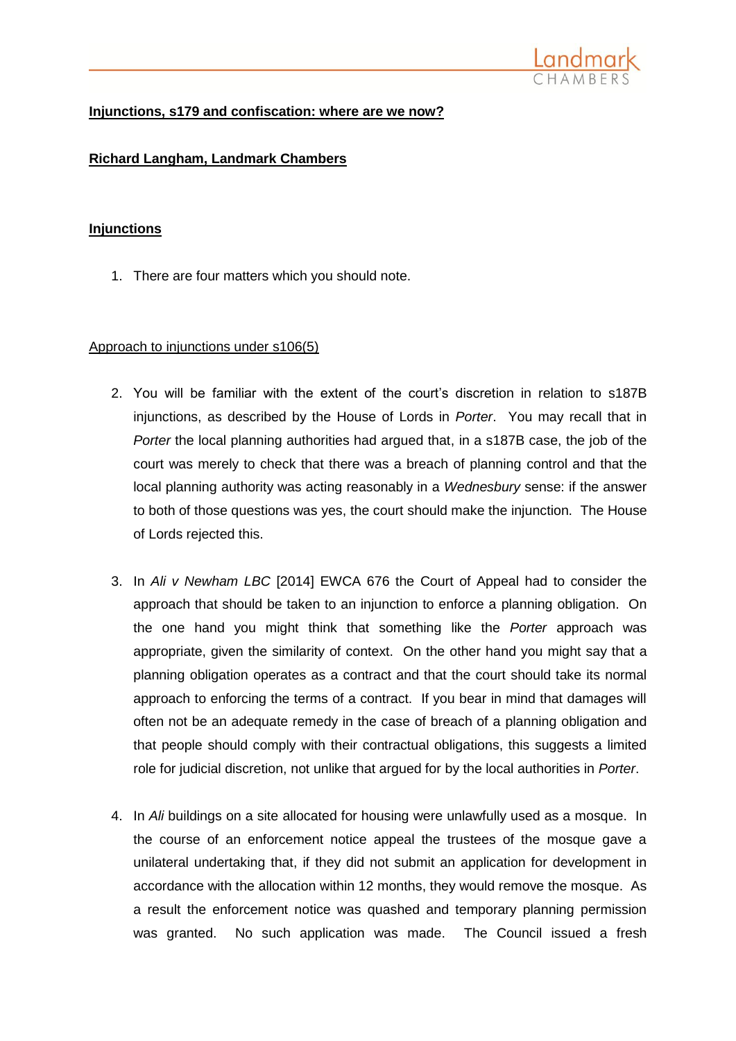**Injunctions, s179 and confiscation: where are we now?**

**Richard Langham, Landmark Chambers**

## Injunctions

1. There are four matters which you should note.

### Approach to injunctions under s106(5)

2. You will be familiar with the extent of the court's discretion in relation to s187B injunctions, as described by the House of Lords in *Porter*. You may recall that in *Porter* the local planning authorities had argued that, in a s187B case, the job of the court was merely to check that there was a breach of planning control and that the local planning authority was acting reasonably in a *Wednesbury* sense: if the answer to both of those questions was yes, the court should make the injunction. The House of Lords rejected this.

3. In *Ali v Newham LBC* [2014] EWCA 676 the Court of Appeal had to consider the approach that should be taken to an injunction to enforce a planning obligation. On the one hand you might think that something like the *Porter* approach was appropriate, given the similarity of context. On the other hand you might say that a planning obligation operates as a contract and that the court should take its normal approach to enforcing the terms of a contract. If you bear in mind that damages will often not be an adequate remedy in the case of breach of a planning obligation and that people should comply with their contractual obligations, this suggests a limited role for judicial discretion, not unlike that argued for by the local authorities in *Porter*.

4. In *Ali* buildings on a site allocated for housing were unlawfully used as a mosque. In the course of an enforcement notice appeal the trustees of the mosque gave a unilateral undertaking that, if they did not submit an application for development in accordance with the allocation within 12 months, they would remove the mosque. As a result the enforcement notice was quashed and temporary planning permission was granted. No such application was made. The Council issued a fresh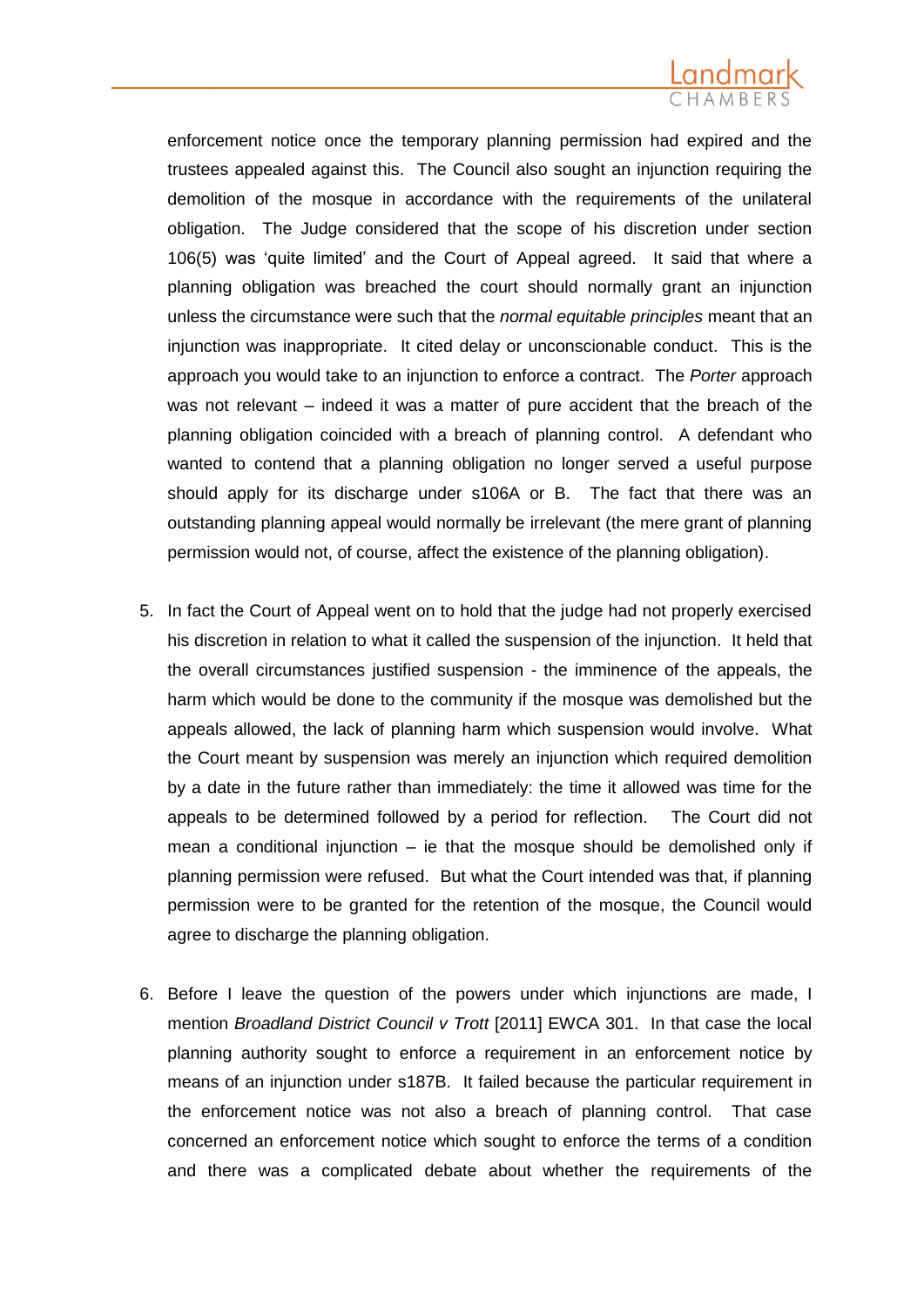enforcement notice once the temporary planning permission had expired and the trustees appealed against this. The Council also sought an injunction requiring the demolition of the mosque in accordance with the requirements of the unilateral obligation. The Judge considered that the scope of his discretion under section 106(5) was 'quite limited' and the Court of Appeal agreed. It said that where a planning obligation was breached the court should normally grant an injunction unless the circumstance were such that the *normal equitable principles* meant that an injunction was inappropriate. It cited delay or unconscionable conduct. This is the approach you would take to an injunction to enforce a contract. The *Porter* approach was not relevant – indeed it was a matter of pure accident that the breach of the planning obligation coincided with a breach of planning control. A defendant who wanted to contend that a planning obligation no longer served a useful purpose should apply for its discharge under s106A or B. The fact that there was an outstanding planning appeal would normally be irrelevant (the mere grant of planning permission would not, of course, affect the existence of the planning obligation).

5. In fact the Court of Appeal went on to hold that the judge had not properly exercised his discretion in relation to what it called the suspension of the injunction. It held that the overall circumstances justified suspension - the imminence of the appeals, the harm which would be done to the community if the mosque was demolished but the appeals allowed, the lack of planning harm which suspension would involve. What the Court meant by suspension was merely an injunction which required demolition by a date in the future rather than immediately: the time it allowed was time for the appeals to be determined followed by a period for reflection. The Court did not mean a conditional injunction – ie that the mosque should be demolished only if planning permission were refused. But what the Court intended was that, if planning permission were to be granted for the retention of the mosque, the Council would agree to discharge the planning obligation.

6. Before I leave the question of the powers under which injunctions are made, I mention *Broadland District Council v Trott* [2011] EWCA 301. In that case the local planning authority sought to enforce a requirement in an enforcement notice by means of an injunction under s187B. It failed because the particular requirement in the enforcement notice was not also a breach of planning control. That case concerned an enforcement notice which sought to enforce the terms of a condition and there was a complicated debate about whether the requirements of the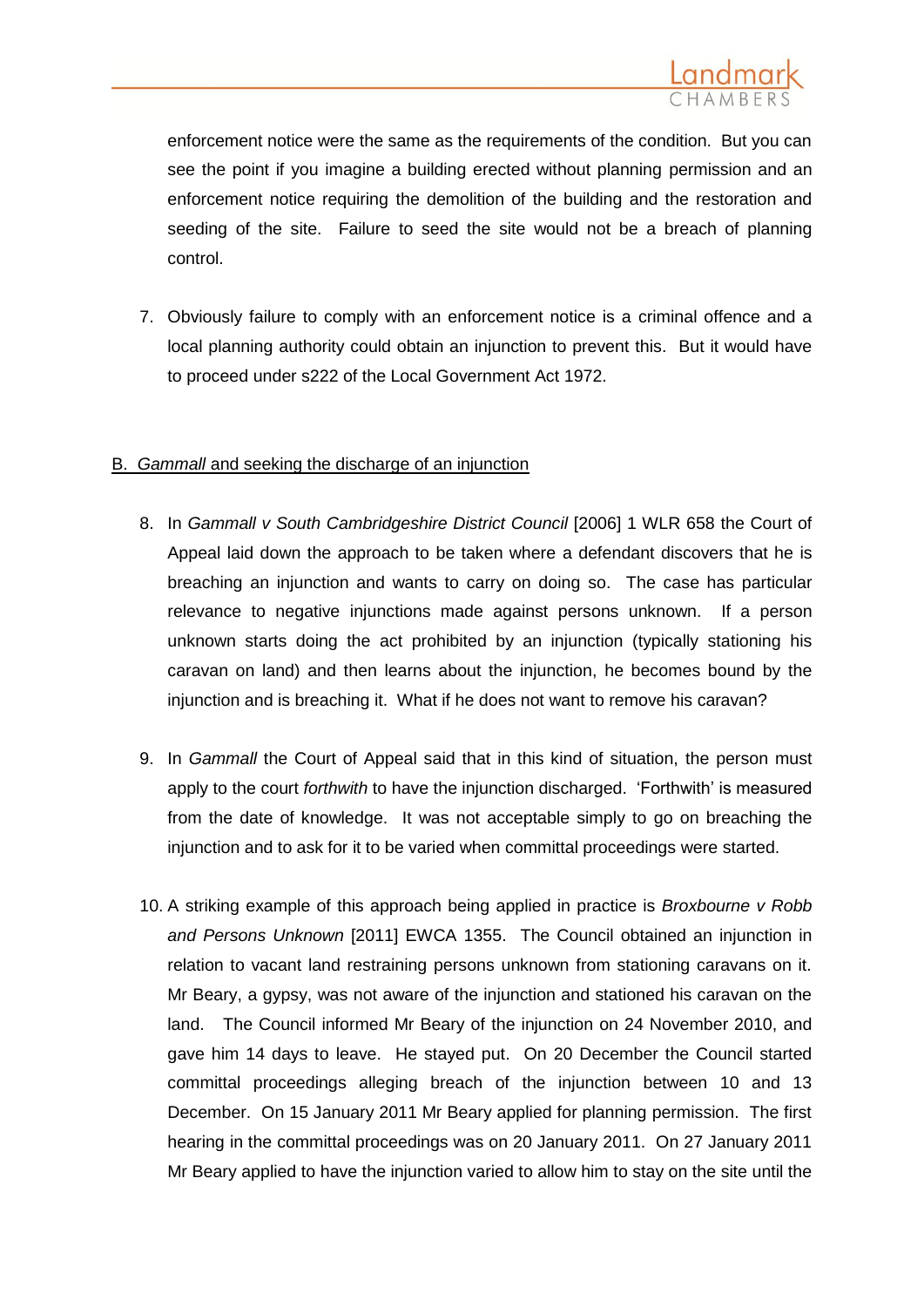enforcement notice were the same as the requirements of the condition. But you can see the point if you imagine a building erected without planning permission and an enforcement notice requiring the demolition of the building and the restoration and seeding of the site. Failure to seed the site would not be a breach of planning control.

7. Obviously failure to comply with an enforcement notice is a criminal offence and a local planning authority could obtain an injunction to prevent this. But it would have to proceed under s222 of the Local Government Act 1972.

## B. *Gammall* and seeking the discharge of an injunction

8. In *Gammall v South Cambridgeshire District Council* [2006] 1 WLR 658 the Court of Appeal laid down the approach to be taken where a defendant discovers that he is breaching an injunction and wants to carry on doing so. The case has particular relevance to negative injunctions made against persons unknown. If a person unknown starts doing the act prohibited by an injunction (typically stationing his caravan on land) and then learns about the injunction, he becomes bound by the injunction and is breaching it. What if he does not want to remove his caravan?

9. In *Gammall* the Court of Appeal said that in this kind of situation, the person must apply to the court *forthwith* to have the injunction discharged. 'Forthwith' is measured from the date of knowledge. It was not acceptable simply to go on breaching the injunction and to ask for it to be varied when committal proceedings were started.

10. A striking example of this approach being applied in practice is *Broxbourne v Robb and Persons Unknown* [2011] EWCA 1355. The Council obtained an injunction in relation to vacant land restraining persons unknown from stationing caravans on it. Mr Beary, a gypsy, was not aware of the injunction and stationed his caravan on the land. The Council informed Mr Beary of the injunction on 24 November 2010, and gave him 14 days to leave. He stayed put. On 20 December the Council started committal proceedings alleging breach of the injunction between 10 and 13 December. On 15 January 2011 Mr Beary applied for planning permission. The first hearing in the committal proceedings was on 20 January 2011. On 27 January 2011 Mr Beary applied to have the injunction varied to allow him to stay on the site until the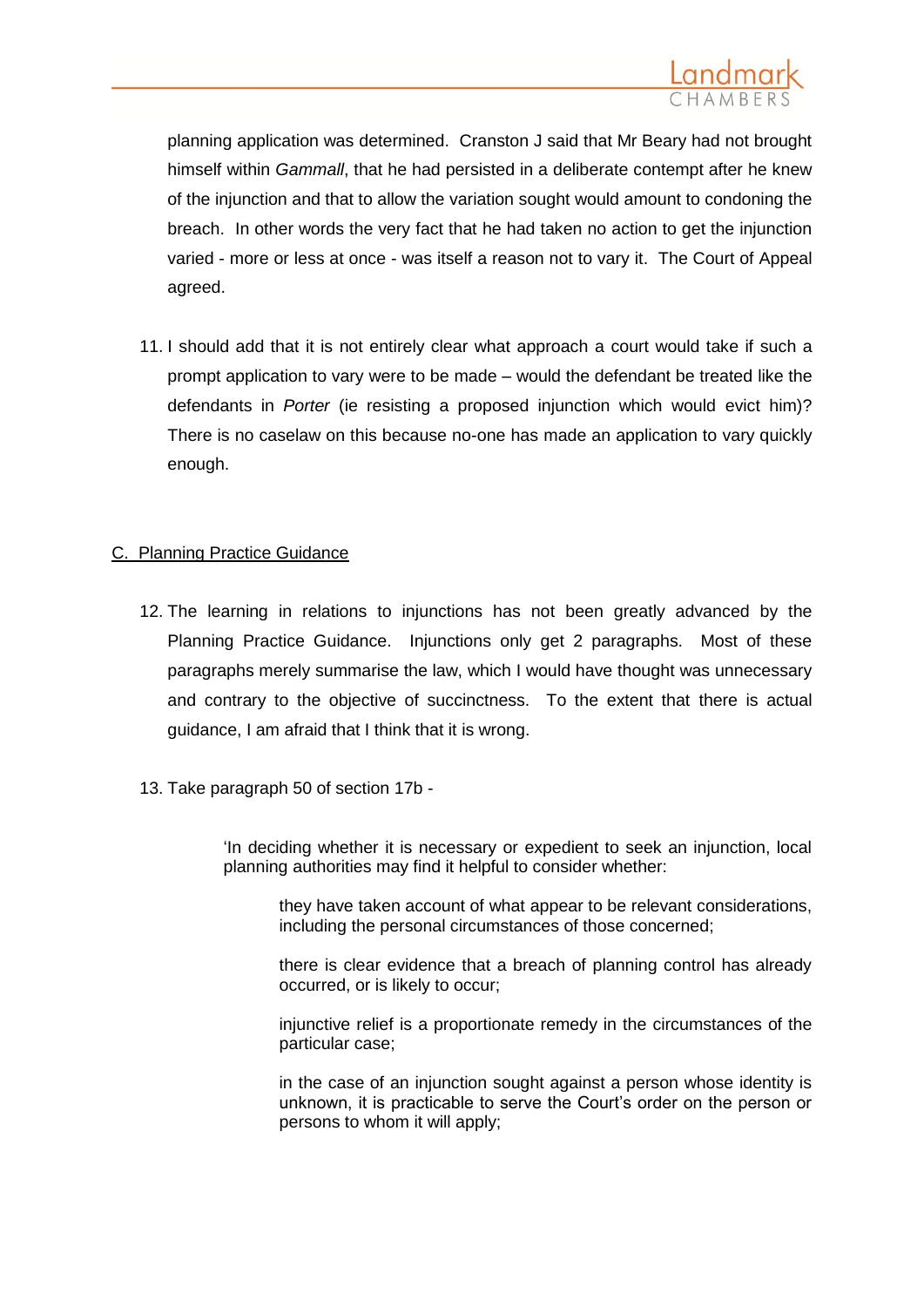planning application was determined. Cranston J said that Mr Beary had not brought himself within *Gammall*, that he had persisted in a deliberate contempt after he knew of the injunction and that to allow the variation sought would amount to condoning the breach. In other words the very fact that he had taken no action to get the injunction varied - more or less at once - was itself a reason not to vary it. The Court of Appeal agreed.

11. I should add that it is not entirely clear what approach a court would take if such a prompt application to vary were to be made – would the defendant be treated like the defendants in *Porter* (ie resisting a proposed injunction which would evict him)? There is no caselaw on this because no-one has made an application to vary quickly enough.

## C. Planning Practice Guidance

12. The learning in relations to injunctions has not been greatly advanced by the Planning Practice Guidance. Injunctions only get 2 paragraphs. Most of these paragraphs merely summarise the law, which I would have thought was unnecessary and contrary to the objective of succinctness. To the extent that there is actual guidance, I am afraid that I think that it is wrong.

13. Take paragraph 50 of section 17b -

> 'In deciding whether it is necessary or expedient to seek an injunction, local planning authorities may find it helpful to consider whether:
>
> > they have taken account of what appear to be relevant considerations, including the personal circumstances of those concerned;
> >
> > there is clear evidence that a breach of planning control has already occurred, or is likely to occur;
> >
> > injunctive relief is a proportionate remedy in the circumstances of the particular case;
> >
> > in the case of an injunction sought against a person whose identity is unknown, it is practicable to serve the Court's order on the person or persons to whom it will apply;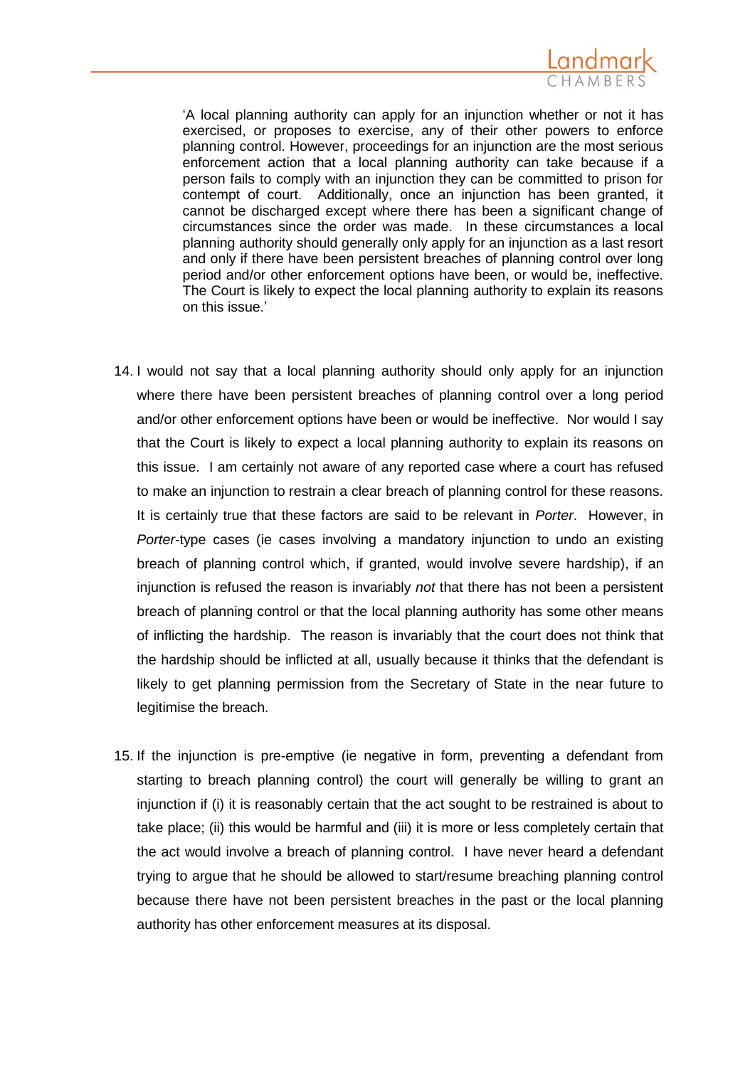> 'A local planning authority can apply for an injunction whether or not it has exercised, or proposes to exercise, any of their other powers to enforce planning control. However, proceedings for an injunction are the most serious enforcement action that a local planning authority can take because if a person fails to comply with an injunction they can be committed to prison for contempt of court. Additionally, once an injunction has been granted, it cannot be discharged except where there has been a significant change of circumstances since the order was made. In these circumstances a local planning authority should generally only apply for an injunction as a last resort and only if there have been persistent breaches of planning control over long period and/or other enforcement options have been, or would be, ineffective. The Court is likely to expect the local planning authority to explain its reasons on this issue.'

14. I would not say that a local planning authority should only apply for an injunction where there have been persistent breaches of planning control over a long period and/or other enforcement options have been or would be ineffective. Nor would I say that the Court is likely to expect a local planning authority to explain its reasons on this issue. I am certainly not aware of any reported case where a court has refused to make an injunction to restrain a clear breach of planning control for these reasons. It is certainly true that these factors are said to be relevant in *Porter*. However, in *Porter*-type cases (ie cases involving a mandatory injunction to undo an existing breach of planning control which, if granted, would involve severe hardship), if an injunction is refused the reason is invariably *not* that there has not been a persistent breach of planning control or that the local planning authority has some other means of inflicting the hardship. The reason is invariably that the court does not think that the hardship should be inflicted at all, usually because it thinks that the defendant is likely to get planning permission from the Secretary of State in the near future to legitimise the breach.

15. If the injunction is pre-emptive (ie negative in form, preventing a defendant from starting to breach planning control) the court will generally be willing to grant an injunction if (i) it is reasonably certain that the act sought to be restrained is about to take place; (ii) this would be harmful and (iii) it is more or less completely certain that the act would involve a breach of planning control. I have never heard a defendant trying to argue that he should be allowed to start/resume breaching planning control because there have not been persistent breaches in the past or the local planning authority has other enforcement measures at its disposal.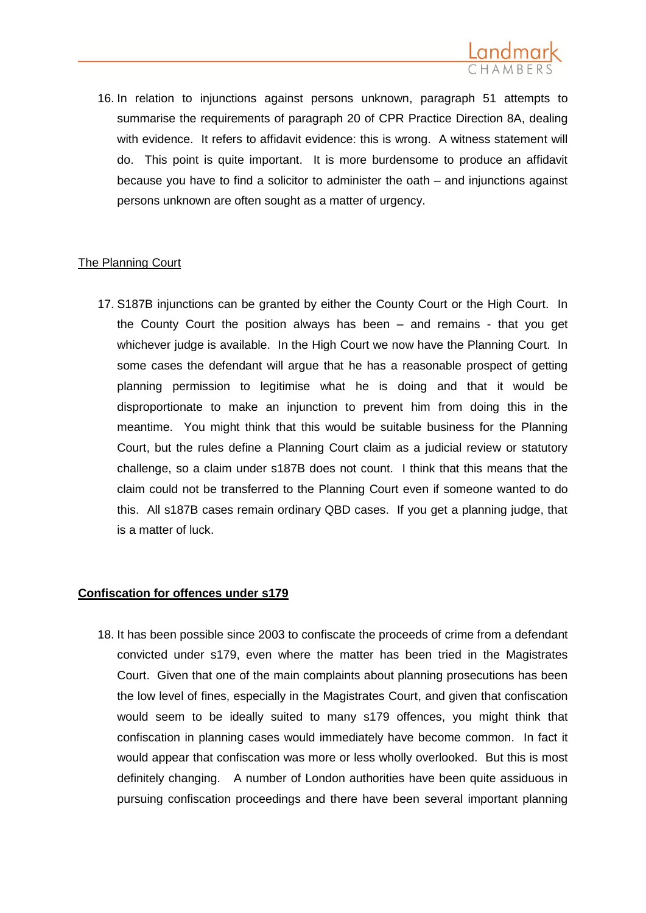16. In relation to injunctions against persons unknown, paragraph 51 attempts to summarise the requirements of paragraph 20 of CPR Practice Direction 8A, dealing with evidence. It refers to affidavit evidence: this is wrong. A witness statement will do. This point is quite important. It is more burdensome to produce an affidavit because you have to find a solicitor to administer the oath – and injunctions against persons unknown are often sought as a matter of urgency.

<u>The Planning Court</u>

17. S187B injunctions can be granted by either the County Court or the High Court. In the County Court the position always has been – and remains - that you get whichever judge is available. In the High Court we now have the Planning Court. In some cases the defendant will argue that he has a reasonable prospect of getting planning permission to legitimise what he is doing and that it would be disproportionate to make an injunction to prevent him from doing this in the meantime. You might think that this would be suitable business for the Planning Court, but the rules define a Planning Court claim as a judicial review or statutory challenge, so a claim under s187B does not count. I think that this means that the claim could not be transferred to the Planning Court even if someone wanted to do this. All s187B cases remain ordinary QBD cases. If you get a planning judge, that is a matter of luck.

**<u>Confiscation for offences under s179</u>**

18. It has been possible since 2003 to confiscate the proceeds of crime from a defendant convicted under s179, even where the matter has been tried in the Magistrates Court. Given that one of the main complaints about planning prosecutions has been the low level of fines, especially in the Magistrates Court, and given that confiscation would seem to be ideally suited to many s179 offences, you might think that confiscation in planning cases would immediately have become common. In fact it would appear that confiscation was more or less wholly overlooked. But this is most definitely changing. A number of London authorities have been quite assiduous in pursuing confiscation proceedings and there have been several important planning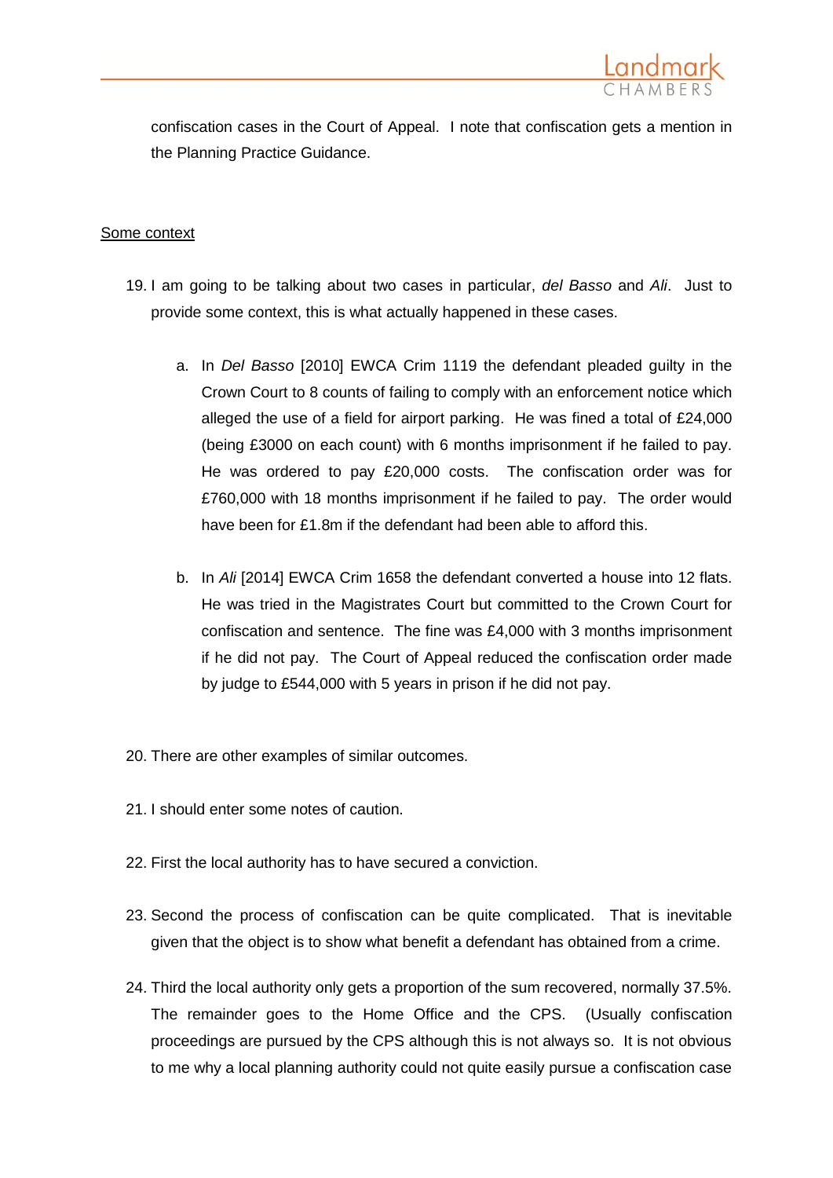confiscation cases in the Court of Appeal. I note that confiscation gets a mention in the Planning Practice Guidance.

<u>Some context</u>

19. I am going to be talking about two cases in particular, *del Basso* and *Ali*. Just to provide some context, this is what actually happened in these cases.

    a. In *Del Basso* [2010] EWCA Crim 1119 the defendant pleaded guilty in the Crown Court to 8 counts of failing to comply with an enforcement notice which alleged the use of a field for airport parking. He was fined a total of £24,000 (being £3000 on each count) with 6 months imprisonment if he failed to pay. He was ordered to pay £20,000 costs. The confiscation order was for £760,000 with 18 months imprisonment if he failed to pay. The order would have been for £1.8m if the defendant had been able to afford this.

    b. In *Ali* [2014] EWCA Crim 1658 the defendant converted a house into 12 flats. He was tried in the Magistrates Court but committed to the Crown Court for confiscation and sentence. The fine was £4,000 with 3 months imprisonment if he did not pay. The Court of Appeal reduced the confiscation order made by judge to £544,000 with 5 years in prison if he did not pay.

20. There are other examples of similar outcomes.

21. I should enter some notes of caution.

22. First the local authority has to have secured a conviction.

23. Second the process of confiscation can be quite complicated. That is inevitable given that the object is to show what benefit a defendant has obtained from a crime.

24. Third the local authority only gets a proportion of the sum recovered, normally 37.5%. The remainder goes to the Home Office and the CPS. (Usually confiscation proceedings are pursued by the CPS although this is not always so. It is not obvious to me why a local planning authority could not quite easily pursue a confiscation case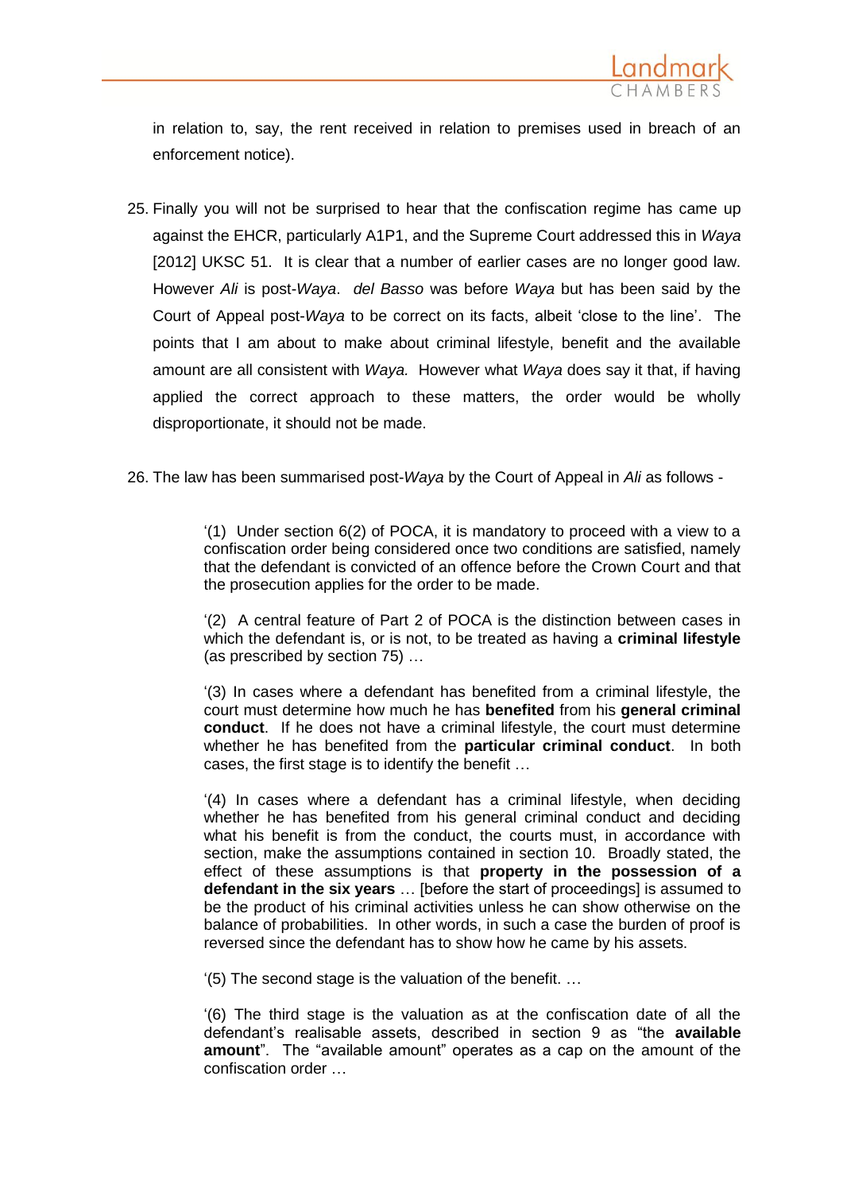in relation to, say, the rent received in relation to premises used in breach of an enforcement notice).

25. Finally you will not be surprised to hear that the confiscation regime has came up against the EHCR, particularly A1P1, and the Supreme Court addressed this in *Waya* [2012] UKSC 51. It is clear that a number of earlier cases are no longer good law. However *Ali* is post-*Waya*. *del Basso* was before *Waya* but has been said by the Court of Appeal post-*Waya* to be correct on its facts, albeit 'close to the line'. The points that I am about to make about criminal lifestyle, benefit and the available amount are all consistent with *Waya.* However what *Waya* does say it that, if having applied the correct approach to these matters, the order would be wholly disproportionate, it should not be made.

26. The law has been summarised post-*Waya* by the Court of Appeal in *Ali* as follows -

> '(1) Under section 6(2) of POCA, it is mandatory to proceed with a view to a confiscation order being considered once two conditions are satisfied, namely that the defendant is convicted of an offence before the Crown Court and that the prosecution applies for the order to be made.
>
> '(2) A central feature of Part 2 of POCA is the distinction between cases in which the defendant is, or is not, to be treated as having a **criminal lifestyle** (as prescribed by section 75) …
>
> '(3) In cases where a defendant has benefited from a criminal lifestyle, the court must determine how much he has **benefited** from his **general criminal conduct**. If he does not have a criminal lifestyle, the court must determine whether he has benefited from the **particular criminal conduct**. In both cases, the first stage is to identify the benefit …
>
> '(4) In cases where a defendant has a criminal lifestyle, when deciding whether he has benefited from his general criminal conduct and deciding what his benefit is from the conduct, the courts must, in accordance with section, make the assumptions contained in section 10. Broadly stated, the effect of these assumptions is that **property in the possession of a defendant in the six years** … [before the start of proceedings] is assumed to be the product of his criminal activities unless he can show otherwise on the balance of probabilities. In other words, in such a case the burden of proof is reversed since the defendant has to show how he came by his assets.
>
> '(5) The second stage is the valuation of the benefit. …
>
> '(6) The third stage is the valuation as at the confiscation date of all the defendant's realisable assets, described in section 9 as "the **available amount**". The "available amount" operates as a cap on the amount of the confiscation order …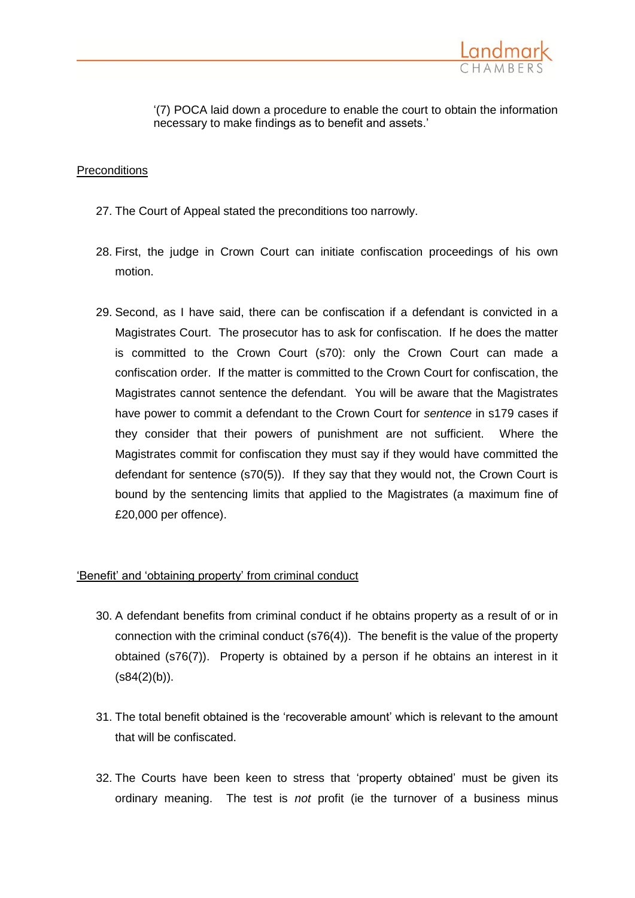'(7) POCA laid down a procedure to enable the court to obtain the information necessary to make findings as to benefit and assets.'

Preconditions

27. The Court of Appeal stated the preconditions too narrowly.

28. First, the judge in Crown Court can initiate confiscation proceedings of his own motion.

29. Second, as I have said, there can be confiscation if a defendant is convicted in a Magistrates Court. The prosecutor has to ask for confiscation. If he does the matter is committed to the Crown Court (s70): only the Crown Court can made a confiscation order. If the matter is committed to the Crown Court for confiscation, the Magistrates cannot sentence the defendant. You will be aware that the Magistrates have power to commit a defendant to the Crown Court for *sentence* in s179 cases if they consider that their powers of punishment are not sufficient. Where the Magistrates commit for confiscation they must say if they would have committed the defendant for sentence (s70(5)). If they say that they would not, the Crown Court is bound by the sentencing limits that applied to the Magistrates (a maximum fine of £20,000 per offence).

'Benefit' and 'obtaining property' from criminal conduct

30. A defendant benefits from criminal conduct if he obtains property as a result of or in connection with the criminal conduct (s76(4)). The benefit is the value of the property obtained (s76(7)). Property is obtained by a person if he obtains an interest in it (s84(2)(b)).

31. The total benefit obtained is the 'recoverable amount' which is relevant to the amount that will be confiscated.

32. The Courts have been keen to stress that 'property obtained' must be given its ordinary meaning. The test is *not* profit (ie the turnover of a business minus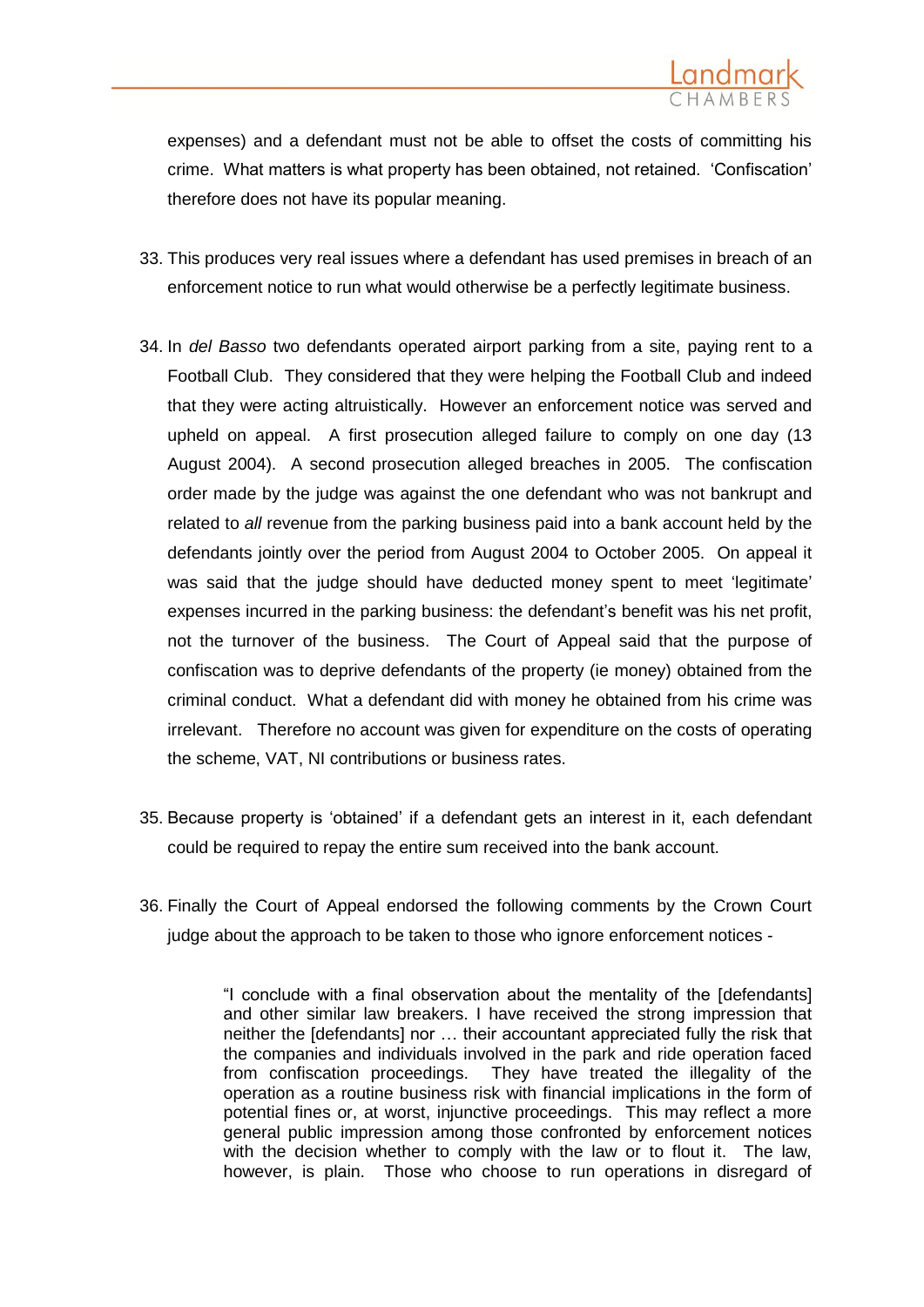expenses) and a defendant must not be able to offset the costs of committing his crime. What matters is what property has been obtained, not retained. 'Confiscation' therefore does not have its popular meaning.

33. This produces very real issues where a defendant has used premises in breach of an enforcement notice to run what would otherwise be a perfectly legitimate business.

34. In *del Basso* two defendants operated airport parking from a site, paying rent to a Football Club. They considered that they were helping the Football Club and indeed that they were acting altruistically. However an enforcement notice was served and upheld on appeal. A first prosecution alleged failure to comply on one day (13 August 2004). A second prosecution alleged breaches in 2005. The confiscation order made by the judge was against the one defendant who was not bankrupt and related to *all* revenue from the parking business paid into a bank account held by the defendants jointly over the period from August 2004 to October 2005. On appeal it was said that the judge should have deducted money spent to meet 'legitimate' expenses incurred in the parking business: the defendant's benefit was his net profit, not the turnover of the business. The Court of Appeal said that the purpose of confiscation was to deprive defendants of the property (ie money) obtained from the criminal conduct. What a defendant did with money he obtained from his crime was irrelevant. Therefore no account was given for expenditure on the costs of operating the scheme, VAT, NI contributions or business rates.

35. Because property is 'obtained' if a defendant gets an interest in it, each defendant could be required to repay the entire sum received into the bank account.

36. Finally the Court of Appeal endorsed the following comments by the Crown Court judge about the approach to be taken to those who ignore enforcement notices -

> "I conclude with a final observation about the mentality of the [defendants] and other similar law breakers. I have received the strong impression that neither the [defendants] nor … their accountant appreciated fully the risk that the companies and individuals involved in the park and ride operation faced from confiscation proceedings. They have treated the illegality of the operation as a routine business risk with financial implications in the form of potential fines or, at worst, injunctive proceedings. This may reflect a more general public impression among those confronted by enforcement notices with the decision whether to comply with the law or to flout it. The law, however, is plain. Those who choose to run operations in disregard of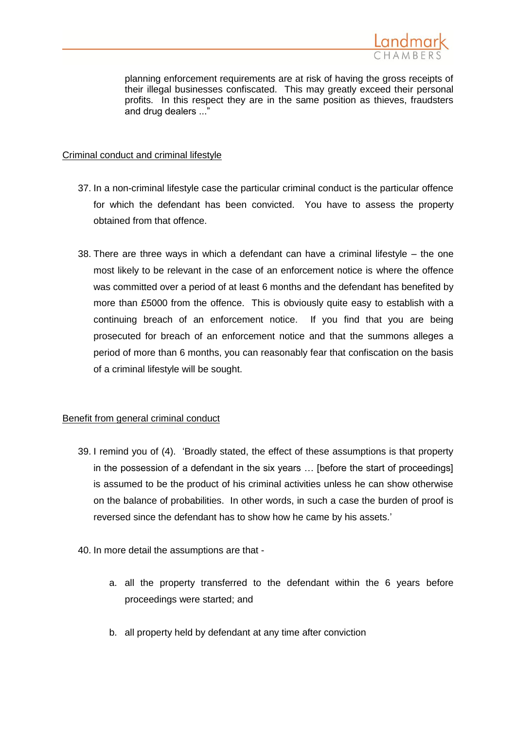> planning enforcement requirements are at risk of having the gross receipts of their illegal businesses confiscated. This may greatly exceed their personal profits. In this respect they are in the same position as thieves, fraudsters and drug dealers ..."

<u>Criminal conduct and criminal lifestyle</u>

37. In a non-criminal lifestyle case the particular criminal conduct is the particular offence for which the defendant has been convicted. You have to assess the property obtained from that offence.

38. There are three ways in which a defendant can have a criminal lifestyle – the one most likely to be relevant in the case of an enforcement notice is where the offence was committed over a period of at least 6 months and the defendant has benefited by more than £5000 from the offence. This is obviously quite easy to establish with a continuing breach of an enforcement notice. If you find that you are being prosecuted for breach of an enforcement notice and that the summons alleges a period of more than 6 months, you can reasonably fear that confiscation on the basis of a criminal lifestyle will be sought.

<u>Benefit from general criminal conduct</u>

39. I remind you of (4). 'Broadly stated, the effect of these assumptions is that property in the possession of a defendant in the six years … [before the start of proceedings] is assumed to be the product of his criminal activities unless he can show otherwise on the balance of probabilities. In other words, in such a case the burden of proof is reversed since the defendant has to show how he came by his assets.'

40. In more detail the assumptions are that -

    a. all the property transferred to the defendant within the 6 years before proceedings were started; and

    b. all property held by defendant at any time after conviction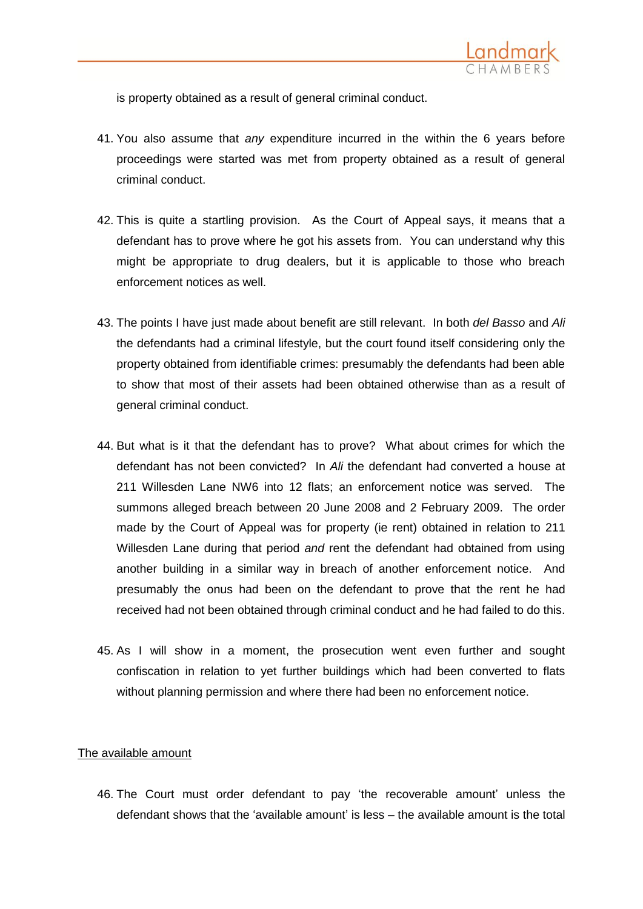is property obtained as a result of general criminal conduct.

41. You also assume that *any* expenditure incurred in the within the 6 years before proceedings were started was met from property obtained as a result of general criminal conduct.

42. This is quite a startling provision. As the Court of Appeal says, it means that a defendant has to prove where he got his assets from. You can understand why this might be appropriate to drug dealers, but it is applicable to those who breach enforcement notices as well.

43. The points I have just made about benefit are still relevant. In both *del Basso* and *Ali* the defendants had a criminal lifestyle, but the court found itself considering only the property obtained from identifiable crimes: presumably the defendants had been able to show that most of their assets had been obtained otherwise than as a result of general criminal conduct.

44. But what is it that the defendant has to prove? What about crimes for which the defendant has not been convicted? In *Ali* the defendant had converted a house at 211 Willesden Lane NW6 into 12 flats; an enforcement notice was served. The summons alleged breach between 20 June 2008 and 2 February 2009. The order made by the Court of Appeal was for property (ie rent) obtained in relation to 211 Willesden Lane during that period *and* rent the defendant had obtained from using another building in a similar way in breach of another enforcement notice. And presumably the onus had been on the defendant to prove that the rent he had received had not been obtained through criminal conduct and he had failed to do this.

45. As I will show in a moment, the prosecution went even further and sought confiscation in relation to yet further buildings which had been converted to flats without planning permission and where there had been no enforcement notice.

<u>The available amount</u>

46. The Court must order defendant to pay 'the recoverable amount' unless the defendant shows that the 'available amount' is less – the available amount is the total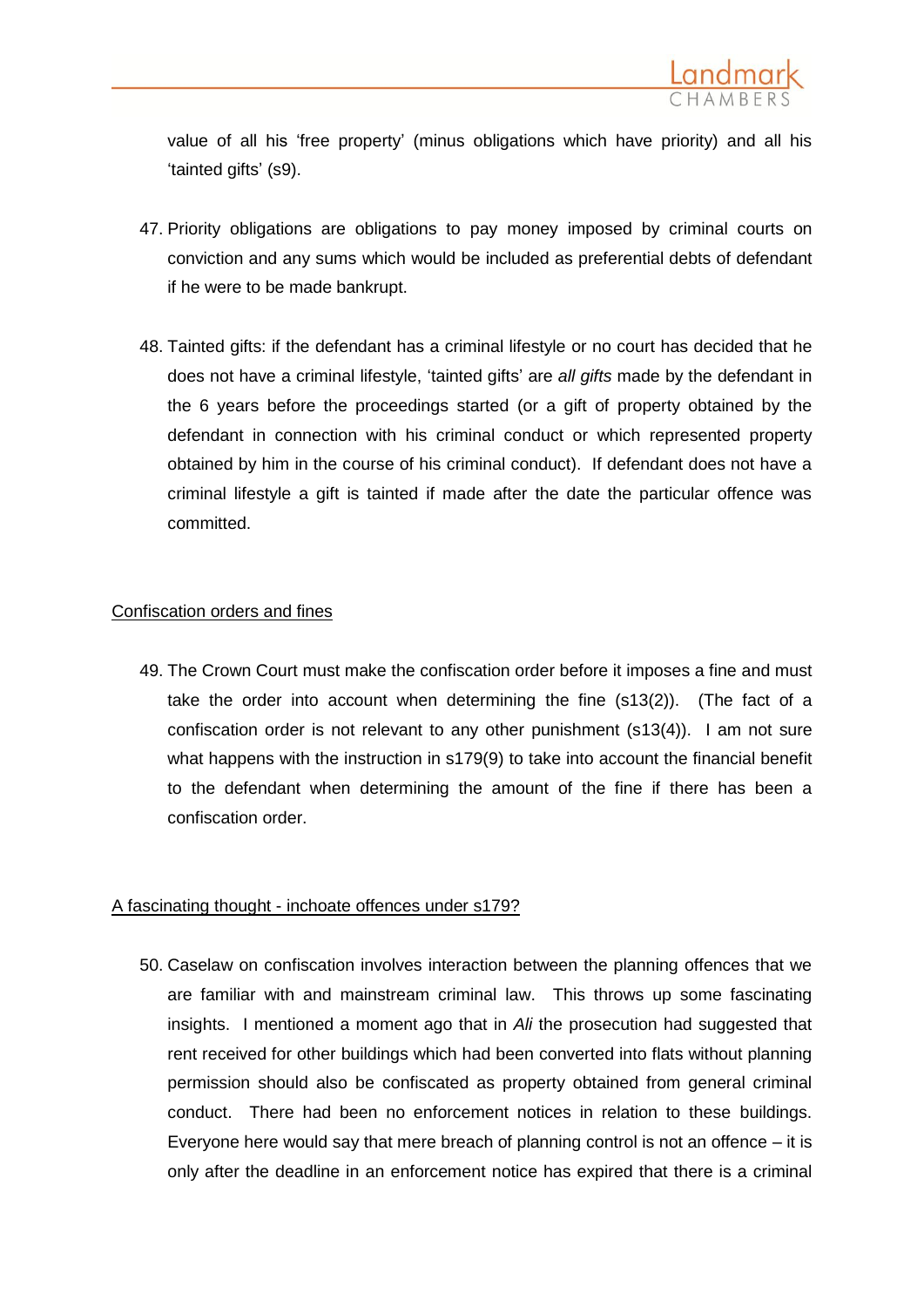value of all his 'free property' (minus obligations which have priority) and all his 'tainted gifts' (s9).

47. Priority obligations are obligations to pay money imposed by criminal courts on conviction and any sums which would be included as preferential debts of defendant if he were to be made bankrupt.

48. Tainted gifts: if the defendant has a criminal lifestyle or no court has decided that he does not have a criminal lifestyle, 'tainted gifts' are *all gifts* made by the defendant in the 6 years before the proceedings started (or a gift of property obtained by the defendant in connection with his criminal conduct or which represented property obtained by him in the course of his criminal conduct). If defendant does not have a criminal lifestyle a gift is tainted if made after the date the particular offence was committed.

<u>Confiscation orders and fines</u>

49. The Crown Court must make the confiscation order before it imposes a fine and must take the order into account when determining the fine (s13(2)). (The fact of a confiscation order is not relevant to any other punishment (s13(4)). I am not sure what happens with the instruction in s179(9) to take into account the financial benefit to the defendant when determining the amount of the fine if there has been a confiscation order.

<u>A fascinating thought - inchoate offences under s179?</u>

50. Caselaw on confiscation involves interaction between the planning offences that we are familiar with and mainstream criminal law. This throws up some fascinating insights. I mentioned a moment ago that in *Ali* the prosecution had suggested that rent received for other buildings which had been converted into flats without planning permission should also be confiscated as property obtained from general criminal conduct. There had been no enforcement notices in relation to these buildings. Everyone here would say that mere breach of planning control is not an offence – it is only after the deadline in an enforcement notice has expired that there is a criminal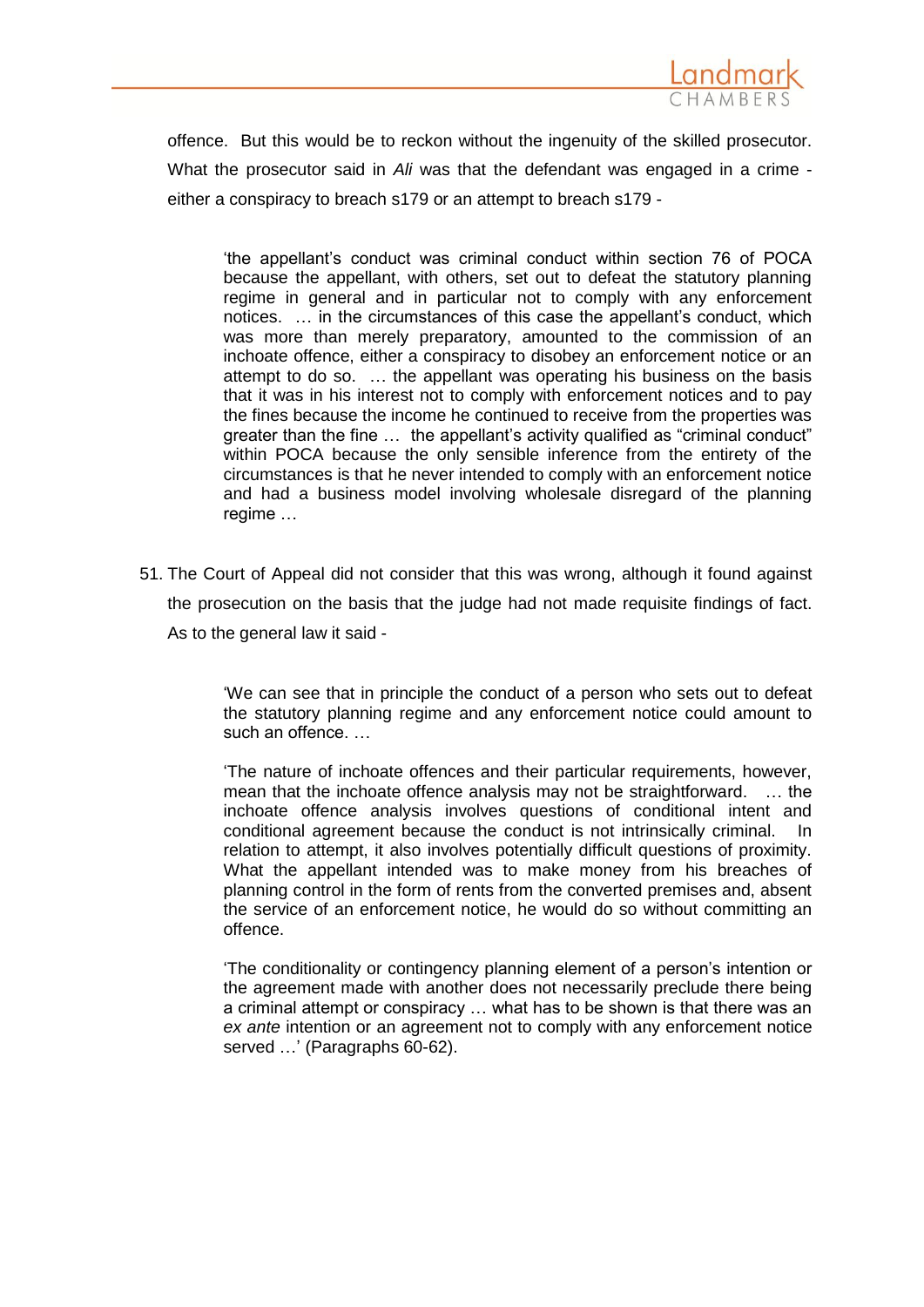offence. But this would be to reckon without the ingenuity of the skilled prosecutor. What the prosecutor said in *Ali* was that the defendant was engaged in a crime - either a conspiracy to breach s179 or an attempt to breach s179 -

> 'the appellant's conduct was criminal conduct within section 76 of POCA because the appellant, with others, set out to defeat the statutory planning regime in general and in particular not to comply with any enforcement notices. … in the circumstances of this case the appellant's conduct, which was more than merely preparatory, amounted to the commission of an inchoate offence, either a conspiracy to disobey an enforcement notice or an attempt to do so. … the appellant was operating his business on the basis that it was in his interest not to comply with enforcement notices and to pay the fines because the income he continued to receive from the properties was greater than the fine … the appellant's activity qualified as "criminal conduct" within POCA because the only sensible inference from the entirety of the circumstances is that he never intended to comply with an enforcement notice and had a business model involving wholesale disregard of the planning regime …

51. The Court of Appeal did not consider that this was wrong, although it found against the prosecution on the basis that the judge had not made requisite findings of fact. As to the general law it said -

> 'We can see that in principle the conduct of a person who sets out to defeat the statutory planning regime and any enforcement notice could amount to such an offence. …
>
> 'The nature of inchoate offences and their particular requirements, however, mean that the inchoate offence analysis may not be straightforward. … the inchoate offence analysis involves questions of conditional intent and conditional agreement because the conduct is not intrinsically criminal. In relation to attempt, it also involves potentially difficult questions of proximity. What the appellant intended was to make money from his breaches of planning control in the form of rents from the converted premises and, absent the service of an enforcement notice, he would do so without committing an offence.
>
> 'The conditionality or contingency planning element of a person's intention or the agreement made with another does not necessarily preclude there being a criminal attempt or conspiracy … what has to be shown is that there was an *ex ante* intention or an agreement not to comply with any enforcement notice served …' (Paragraphs 60-62).